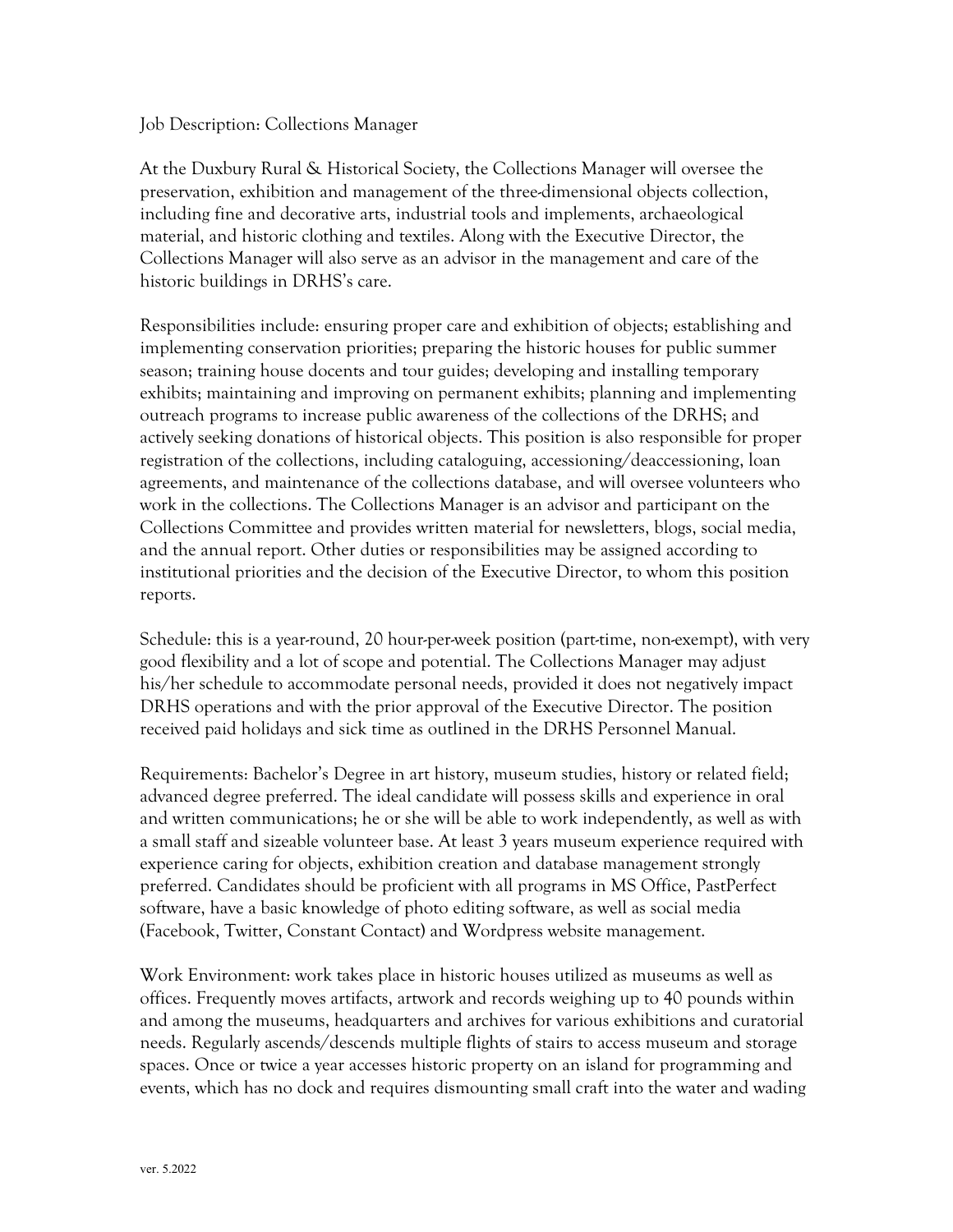Job Description: Collections Manager

At the Duxbury Rural & Historical Society, the Collections Manager will oversee the preservation, exhibition and management of the three-dimensional objects collection, including fine and decorative arts, industrial tools and implements, archaeological material, and historic clothing and textiles. Along with the Executive Director, the Collections Manager will also serve as an advisor in the management and care of the historic buildings in DRHS's care.

Responsibilities include: ensuring proper care and exhibition of objects; establishing and implementing conservation priorities; preparing the historic houses for public summer season; training house docents and tour guides; developing and installing temporary exhibits; maintaining and improving on permanent exhibits; planning and implementing outreach programs to increase public awareness of the collections of the DRHS; and actively seeking donations of historical objects. This position is also responsible for proper registration of the collections, including cataloguing, accessioning/deaccessioning, loan agreements, and maintenance of the collections database, and will oversee volunteers who work in the collections. The Collections Manager is an advisor and participant on the Collections Committee and provides written material for newsletters, blogs, social media, and the annual report. Other duties or responsibilities may be assigned according to institutional priorities and the decision of the Executive Director, to whom this position reports.

Schedule: this is a year-round, 20 hour-per-week position (part-time, non-exempt), with very good flexibility and a lot of scope and potential. The Collections Manager may adjust his/her schedule to accommodate personal needs, provided it does not negatively impact DRHS operations and with the prior approval of the Executive Director. The position received paid holidays and sick time as outlined in the DRHS Personnel Manual.

Requirements: Bachelor's Degree in art history, museum studies, history or related field; advanced degree preferred. The ideal candidate will possess skills and experience in oral and written communications; he or she will be able to work independently, as well as with a small staff and sizeable volunteer base. At least 3 years museum experience required with experience caring for objects, exhibition creation and database management strongly preferred. Candidates should be proficient with all programs in MS Office, PastPerfect software, have a basic knowledge of photo editing software, as well as social media (Facebook, Twitter, Constant Contact) and Wordpress website management.

Work Environment: work takes place in historic houses utilized as museums as well as offices. Frequently moves artifacts, artwork and records weighing up to 40 pounds within and among the museums, headquarters and archives for various exhibitions and curatorial needs. Regularly ascends/descends multiple flights of stairs to access museum and storage spaces. Once or twice a year accesses historic property on an island for programming and events, which has no dock and requires dismounting small craft into the water and wading

ver. 5.2022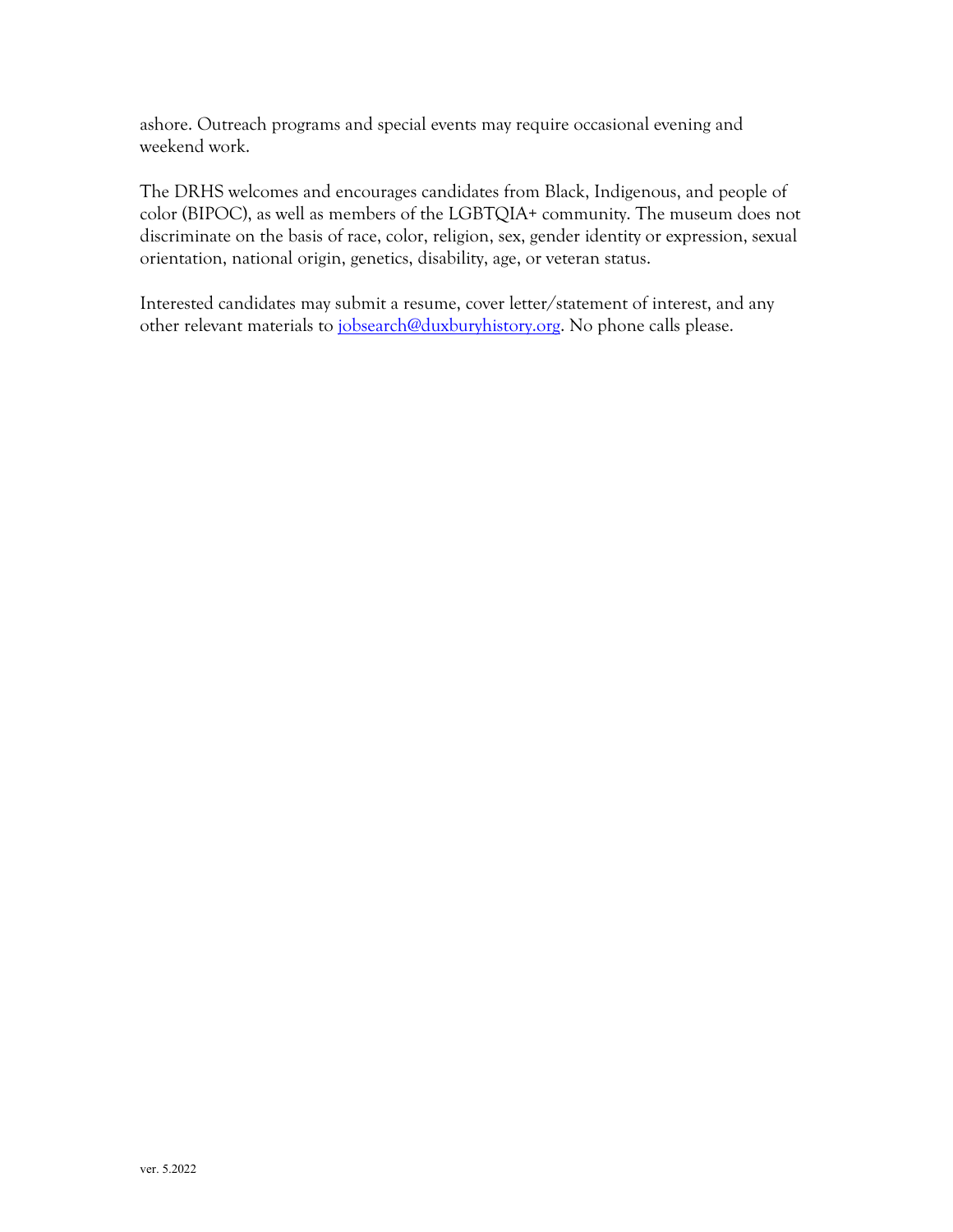ashore. Outreach programs and special events may require occasional evening and weekend work.

The DRHS welcomes and encourages candidates from Black, Indigenous, and people of color (BIPOC), as well as members of the LGBTQIA+ community. The museum does not discriminate on the basis of race, color, religion, sex, gender identity or expression, sexual orientation, national origin, genetics, disability, age, or veteran status.

Interested candidates may submit a resume, cover letter/statement of interest, and any other relevant materials to jobsearch@duxburyhistory.org. No phone calls please.

ver. 5.2022